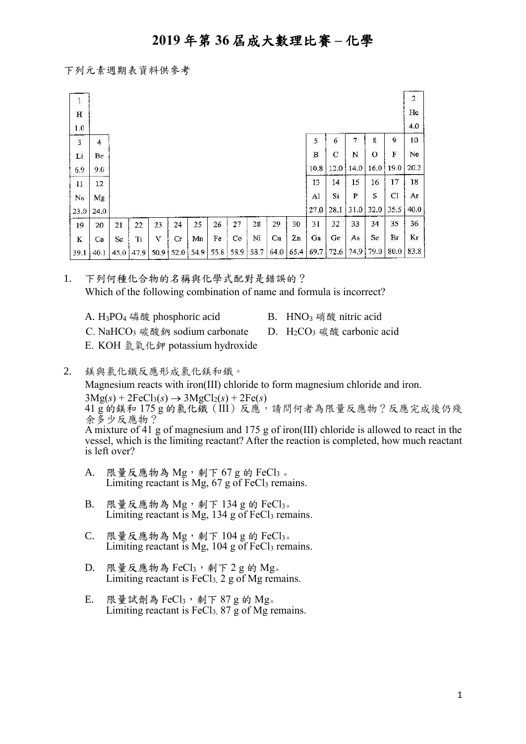# 2019 年第 36 屆成大數理比賽 – 化學

下列元素週期表資料供參考

| 1 | 2 | 3 | 4 | 5 | 6 | 7 | 8 | 9 | 10 | 11 | 12 | 13 | 14 | 15 | 16 | 17 | 18 |
|---|---|---|---|---|---|---|---|---|---|---|---|---|---|---|---|---|---|
| 1 H 1.0 | | | | | | | | | | | | | | | | | 2 He 4.0 |
| 3 Li 6.9 | 4 Be 9.0 | | | | | | | | | | | 5 B 10.8 | 6 C 12.0 | 7 N 14.0 | 8 O 16.0 | 9 F 19.0 | 10 Ne 20.2 |
| 11 Na 23.0 | 12 Mg 24.0 | | | | | | | | | | | 13 Al 27.0 | 14 Si 28.1 | 15 P 31.0 | 16 S 32.0 | 17 Cl 35.5 | 18 Ar 40.0 |
| 19 K 39.1 | 20 Ca 40.1 | 21 Sc 45.0 | 22 Ti 47.9 | 23 V 50.9 | 24 Cr 52.0 | 25 Mn 54.9 | 26 Fe 55.8 | 27 Co 58.9 | 28 Ni 58.7 | 29 Cu 64.0 | 30 Zn 65.4 | 31 Ga 69.7 | 32 Ge 72.6 | 33 As 74.9 | 34 Se 79.0 | 35 Br 80.0 | 36 Kr 83.8 |

1. 下列何種化合物的名稱與化學式配對是錯誤的？
   Which of the following combination of name and formula is incorrect?

   A. $H_3PO_4$ 磷酸 phosphoric acid
   B. $HNO_3$ 硝酸 nitric acid
   C. $NaHCO_3$ 碳酸鈉 sodium carbonate
   D. $H_2CO_3$ 碳酸 carbonic acid
   E. KOH 氫氧化鉀 potassium hydroxide

2. 鎂與氯化鐵反應形成氯化鎂和鐵。
   Magnesium reacts with iron(III) chloride to form magnesium chloride and iron.
   $3Mg(s) + 2FeCl_3(s) \rightarrow 3MgCl_2(s) + 2Fe(s)$
   41 g 的鎂和 175 g 的氯化鐵（III）反應，請問何者為限量反應物？反應完成後仍殘余多少反應物？
   A mixture of 41 g of magnesium and 175 g of iron(III) chloride is allowed to react in the vessel, which is the limiting reactant? After the reaction is completed, how much reactant is left over?

   A. 限量反應物為 Mg，剩下 67 g 的 $FeCl_3$ 。
   Limiting reactant is Mg, 67 g of $FeCl_3$ remains.

   B. 限量反應物為 Mg，剩下 134 g 的 $FeCl_3$。
   Limiting reactant is Mg, 134 g of $FeCl_3$ remains.

   C. 限量反應物為 Mg，剩下 104 g 的 $FeCl_3$。
   Limiting reactant is Mg, 104 g of $FeCl_3$ remains.

   D. 限量反應物為 $FeCl_3$，剩下 2 g 的 Mg。
   Limiting reactant is $FeCl_3$, 2 g of Mg remains.

   E. 限量試劑為 $FeCl_3$，剩下 87 g 的 Mg。
   Limiting reactant is $FeCl_3$, 87 g of Mg remains.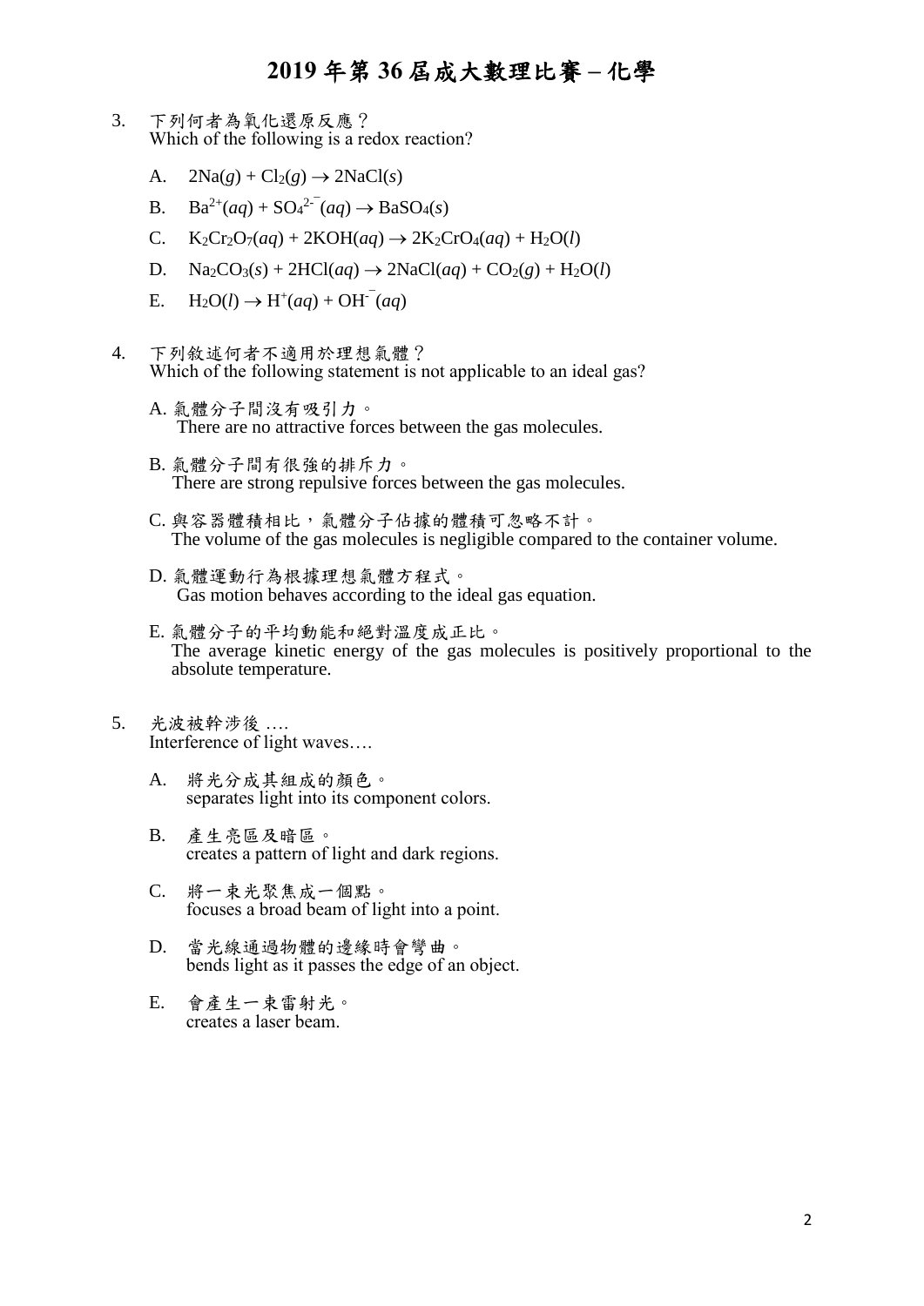# 2019 年第 36 屆成大數理比賽 – 化學

3. 下列何者為氧化還原反應？
   Which of the following is a redox reaction?

   A. $2Na(g) + Cl_2(g) \rightarrow 2NaCl(s)$

   B. $Ba^{2+}(aq) + SO_4^{2-}(aq) \rightarrow BaSO_4(s)$

   C. $K_2Cr_2O_7(aq) + 2KOH(aq) \rightarrow 2K_2CrO_4(aq) + H_2O(l)$

   D. $Na_2CO_3(s) + 2HCl(aq) \rightarrow 2NaCl(aq) + CO_2(g) + H_2O(l)$

   E. $H_2O(l) \rightarrow H^+(aq) + OH^-(aq)$

4. 下列敘述何者不適用於理想氣體？
   Which of the following statement is not applicable to an ideal gas?

   A. 氣體分子間沒有吸引力。
   There are no attractive forces between the gas molecules.

   B. 氣體分子間有很強的排斥力。
   There are strong repulsive forces between the gas molecules.

   C. 與容器體積相比，氣體分子佔據的體積可忽略不計。
   The volume of the gas molecules is negligible compared to the container volume.

   D. 氣體運動行為根據理想氣體方程式。
   Gas motion behaves according to the ideal gas equation.

   E. 氣體分子的平均動能和絕對溫度成正比。
   The average kinetic energy of the gas molecules is positively proportional to the absolute temperature.

5. 光波被幹涉後 ….
   Interference of light waves….

   A. 將光分成其組成的顏色。
   separates light into its component colors.

   B. 產生亮區及暗區。
   creates a pattern of light and dark regions.

   C. 將一束光聚焦成一個點。
   focuses a broad beam of light into a point.

   D. 當光線通過物體的邊緣時會彎曲。
   bends light as it passes the edge of an object.

   E. 會產生一束雷射光。
   creates a laser beam.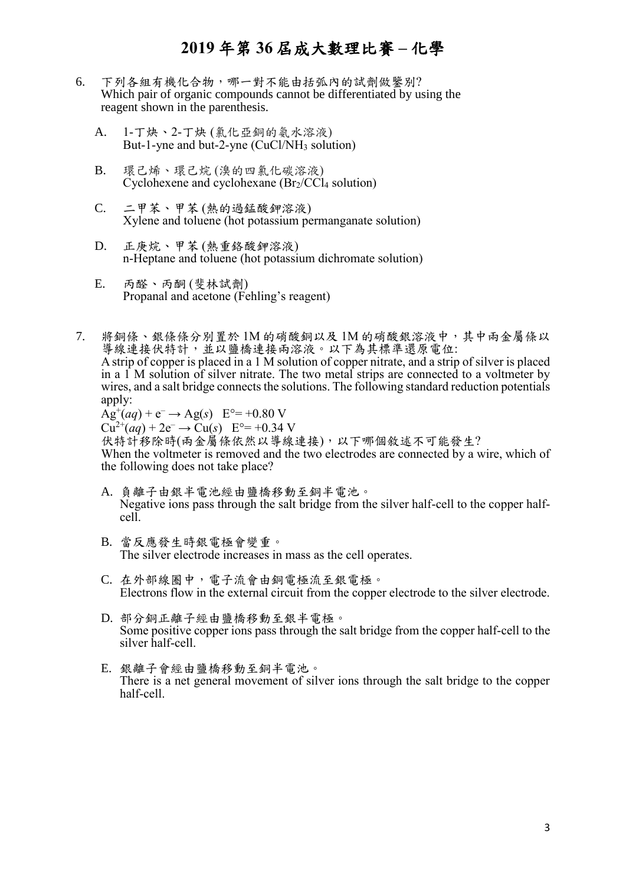# 2019 年第 36 屆成大數理比賽 – 化學

6. 下列各組有機化合物，哪一對不能由括弧內的試劑做鑒別?
   Which pair of organic compounds cannot be differentiated by using the reagent shown in the parenthesis.

   A. 1-丁炔、2-丁炔 (氯化亞銅的氨水溶液)
      But-1-yne and but-2-yne ($CuCl/NH_3$ solution)

   B. 環己烯、環己烷 (溴的四氯化碳溶液)
      Cyclohexene and cyclohexane ($Br_2/CCl_4$ solution)

   C. 二甲苯、甲苯 (熱的過錳酸鉀溶液)
      Xylene and toluene (hot potassium permanganate solution)

   D. 正庚烷、甲苯 (熱重鉻酸鉀溶液)
      n-Heptane and toluene (hot potassium dichromate solution)

   E. 丙醛、丙酮 (斐林試劑)
      Propanal and acetone (Fehling's reagent)

7. 將銅條、銀條條分別置於 1M 的硝酸銅以及 1M 的硝酸銀溶液中，其中兩金屬條以導線連接伏特計，並以鹽橋連接兩溶液。以下為其標準還原電位:
   A strip of copper is placed in a 1 M solution of copper nitrate, and a strip of silver is placed in a 1 M solution of silver nitrate. The two metal strips are connected to a voltmeter by wires, and a salt bridge connects the solutions. The following standard reduction potentials apply:

   $Ag^{+}(aq) + e^{-} \rightarrow Ag(s)$ E°= +0.80 V

   $Cu^{2+}(aq) + 2e^{-} \rightarrow Cu(s)$ E°= +0.34 V

   伏特計移除時(兩金屬條依然以導線連接)，以下哪個敘述不可能發生?
   When the voltmeter is removed and the two electrodes are connected by a wire, which of the following does not take place?

   A. 負離子由銀半電池經由鹽橋移動至銅半電池。
      Negative ions pass through the salt bridge from the silver half-cell to the copper half-cell.

   B. 當反應發生時銀電極會變重。
      The silver electrode increases in mass as the cell operates.

   C. 在外部線圈中，電子流會由銅電極流至銀電極。
      Electrons flow in the external circuit from the copper electrode to the silver electrode.

   D. 部分銅正離子經由鹽橋移動至銀半電極。
      Some positive copper ions pass through the salt bridge from the copper half-cell to the silver half-cell.

   E. 銀離子會經由鹽橋移動至銅半電池。
      There is a net general movement of silver ions through the salt bridge to the copper half-cell.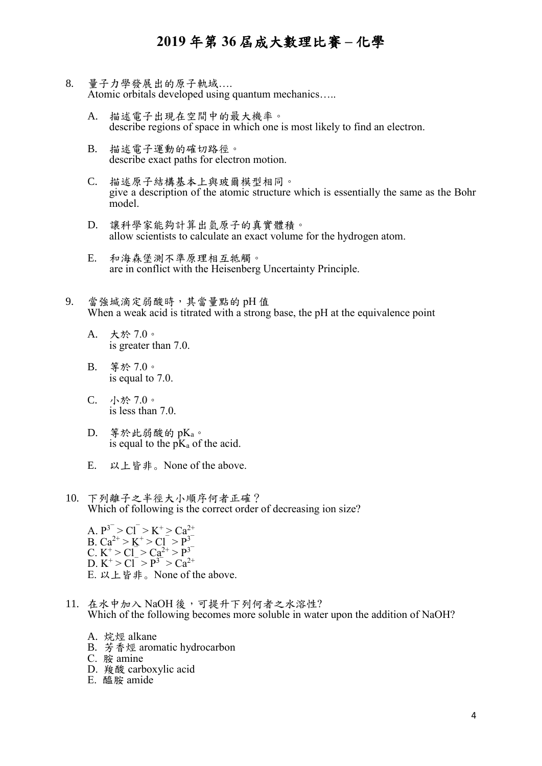# 2019 年第 36 屆成大數理比賽 – 化學

8. 量子力學發展出的原子軌域….
   Atomic orbitals developed using quantum mechanics…..

   A. 描述電子出現在空間中的最大機率。
      describe regions of space in which one is most likely to find an electron.

   B. 描述電子運動的確切路徑。
      describe exact paths for electron motion.

   C. 描述原子結構基本上與玻爾模型相同。
      give a description of the atomic structure which is essentially the same as the Bohr model.

   D. 讓科學家能夠計算出氫原子的真實體積。
      allow scientists to calculate an exact volume for the hydrogen atom.

   E. 和海森堡測不準原理相互牴觸。
      are in conflict with the Heisenberg Uncertainty Principle.

9. 當強堿滴定弱酸時，其當量點的 pH 值
   When a weak acid is titrated with a strong base, the pH at the equivalence point

   A. 大於 7.0。
      is greater than 7.0.

   B. 等於 7.0。
      is equal to 7.0.

   C. 小於 7.0。
      is less than 7.0.

   D. 等於此弱酸的 $pK_a$。
      is equal to the $pK_a$ of the acid.

   E. 以上皆非。None of the above.

10. 下列離子之半徑大小順序何者正確？
    Which of following is the correct order of decreasing ion size?

    A. $P^{3-} > Cl^{-} > K^{+} > Ca^{2+}$
    B. $Ca^{2+} > K^{+} > Cl^{-} > P^{3-}$
    C. $K^{+} > Cl^{-} > Ca^{2+} > P^{3-}$
    D. $K^{+} > Cl^{-} > P^{3-} > Ca^{2+}$
    E. 以上皆非。None of the above.

11. 在水中加入 NaOH 後，可提升下列何者之水溶性?
    Which of the following becomes more soluble in water upon the addition of NaOH?

    A. 烷烴 alkane
    B. 芳香烴 aromatic hydrocarbon
    C. 胺 amine
    D. 羧酸 carboxylic acid
    E. 醯胺 amide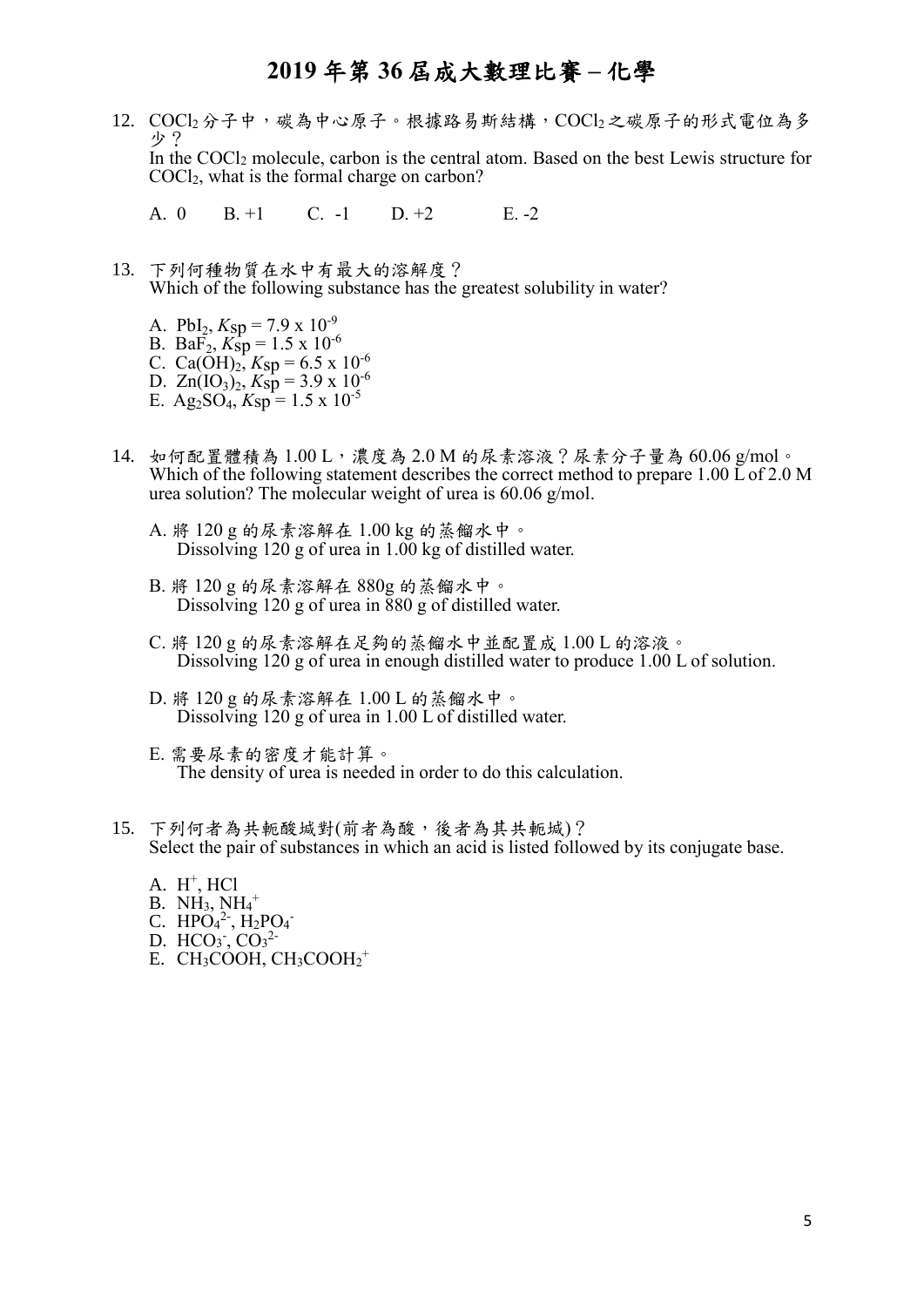# 2019 年第 36 屆成大數理比賽 – 化學

12. $COCl_2$ 分子中，碳為中心原子。根據路易斯結構，$COCl_2$ 之碳原子的形式電位為多少？
    In the $COCl_2$ molecule, carbon is the central atom. Based on the best Lewis structure for $COCl_2$, what is the formal charge on carbon?

    A. 0　　B. +1　　C. -1　　D. +2　　E. -2

13. 下列何種物質在水中有最大的溶解度？
    Which of the following substance has the greatest solubility in water?

    A. $PbI_2$, $K_{sp} = 7.9 \times 10^{-9}$
    B. $BaF_2$, $K_{sp} = 1.5 \times 10^{-6}$
    C. $Ca(OH)_2$, $K_{sp} = 6.5 \times 10^{-6}$
    D. $Zn(IO_3)_2$, $K_{sp} = 3.9 \times 10^{-6}$
    E. $Ag_2SO_4$, $K_{sp} = 1.5 \times 10^{-5}$

14. 如何配置體積為 1.00 L，濃度為 2.0 M 的尿素溶液？尿素分子量為 60.06 g/mol。
    Which of the following statement describes the correct method to prepare 1.00 L of 2.0 M urea solution? The molecular weight of urea is 60.06 g/mol.

    A. 將 120 g 的尿素溶解在 1.00 kg 的蒸餾水中。
       Dissolving 120 g of urea in 1.00 kg of distilled water.

    B. 將 120 g 的尿素溶解在 880g 的蒸餾水中。
       Dissolving 120 g of urea in 880 g of distilled water.

    C. 將 120 g 的尿素溶解在足夠的蒸餾水中並配置成 1.00 L 的溶液。
       Dissolving 120 g of urea in enough distilled water to produce 1.00 L of solution.

    D. 將 120 g 的尿素溶解在 1.00 L 的蒸餾水中。
       Dissolving 120 g of urea in 1.00 L of distilled water.

    E. 需要尿素的密度才能計算。
       The density of urea is needed in order to do this calculation.

15. 下列何者為共軛酸堿對(前者為酸，後者為其共軛堿)？
    Select the pair of substances in which an acid is listed followed by its conjugate base.

    A. $H^+$, $HCl$
    B. $NH_3$, $NH_4^+$
    C. $HPO_4^{2-}$, $H_2PO_4^-$
    D. $HCO_3^-$, $CO_3^{2-}$
    E. $CH_3COOH$, $CH_3COOH_2^+$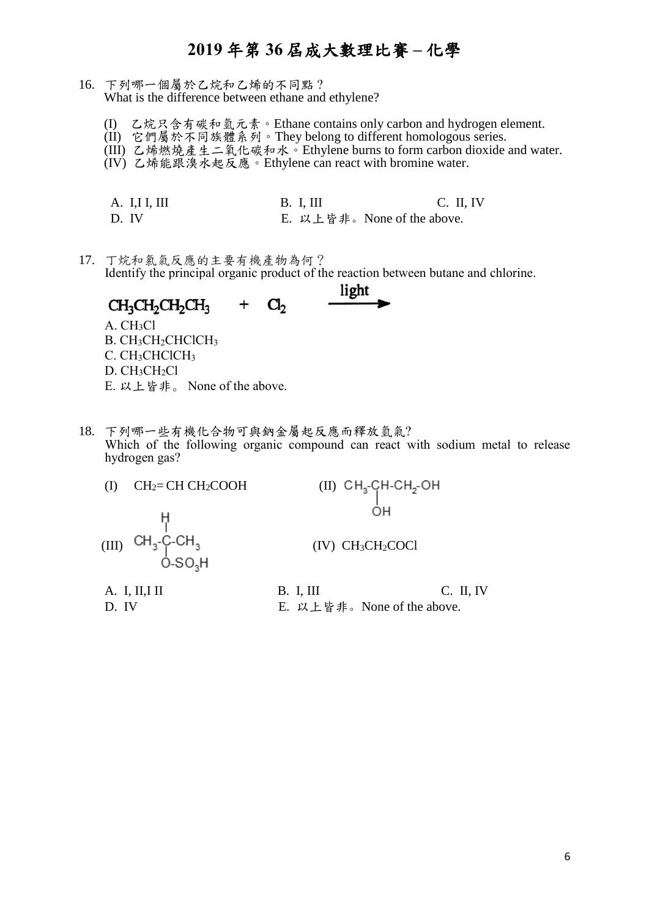# 2019 年第 36 屆成大數理比賽 – 化學

16. 下列哪一個屬於乙烷和乙烯的不同點？
    What is the difference between ethane and ethylene?

    (I) 乙烷只含有碳和氫元素。Ethane contains only carbon and hydrogen element.
    (II) 它們屬於不同族體系列。They belong to different homologous series.
    (III) 乙烯燃燒產生二氧化碳和水。Ethylene burns to form carbon dioxide and water.
    (IV) 乙烯能跟溴水起反應。Ethylene can react with bromine water.

    A. I,I I, III　　B. I, III　　C. II, IV
    D. IV　　E. 以上皆非。None of the above.

17. 丁烷和氯氣反應的主要有機產物為何？
    Identify the principal organic product of the reaction between butane and chlorine.

    $$CH_3CH_2CH_2CH_3 + Cl_2 \xrightarrow{\text{light}}$$

    A. $CH_3Cl$
    B. $CH_3CH_2CHClCH_3$
    C. $CH_3CHClCH_3$
    D. $CH_3CH_2Cl$
    E. 以上皆非。 None of the above.

18. 下列哪一些有機化合物可與鈉金屬起反應而釋放氫氣?
    Which of the following organic compound can react with sodium metal to release hydrogen gas?

    (I) $CH_2$= CH $CH_2COOH$
    (II) $CH_3$-CH(OH)-$CH_2$-OH
    (III) $CH_3$-CH($O$-$SO_3H$)-$CH_3$
    (IV) $CH_3CH_2COCl$

    A. I, II,I II　　B. I, III　　C. II, IV
    D. IV　　E. 以上皆非。None of the above.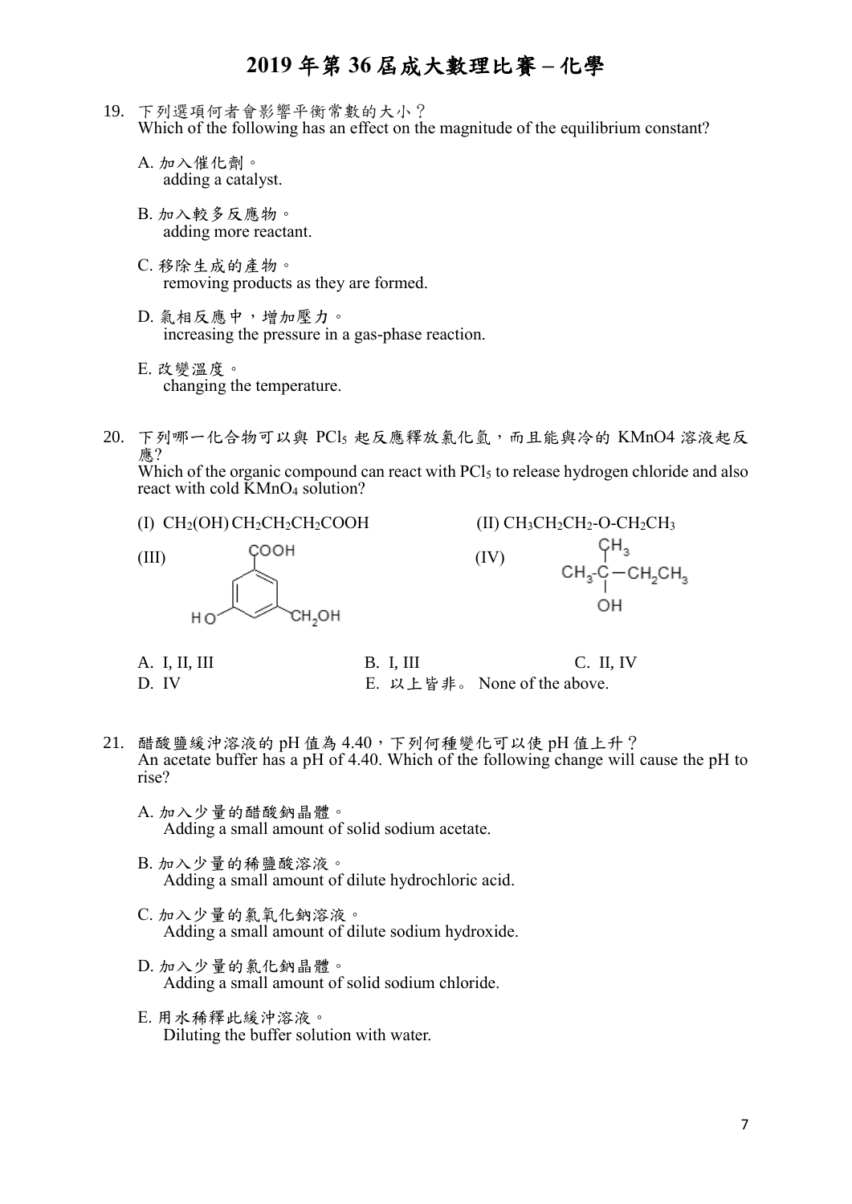# 2019 年第 36 屆成大數理比賽 – 化學

19. 下列選項何者會影響平衡常數的大小？
Which of the following has an effect on the magnitude of the equilibrium constant?

A. 加入催化劑。
adding a catalyst.

B. 加入較多反應物。
adding more reactant.

C. 移除生成的產物。
removing products as they are formed.

D. 氣相反應中，增加壓力。
increasing the pressure in a gas-phase reaction.

E. 改變溫度。
changing the temperature.

20. 下列哪一化合物可以與 $PCl_5$ 起反應釋放氯化氫，而且能與冷的 KMnO4 溶液起反應?
Which of the organic compound can react with $PCl_5$ to release hydrogen chloride and also react with cold $KMnO_4$ solution?

(I) $CH_2(OH)CH_2CH_2CH_2COOH$

(II) $CH_3CH_2CH_2\text{-}O\text{-}CH_2CH_3$

(III) (benzene ring with COOH, HO, and $CH_2OH$ substituents)

(IV) $CH_3\text{-}C(CH_3)(OH)\text{-}CH_2CH_3$

A. I, II, III　　B. I, III　　C. II, IV
D. IV　　E. 以上皆非。 None of the above.

21. 醋酸鹽緩沖溶液的 pH 值為 4.40，下列何種變化可以使 pH 值上升？
An acetate buffer has a pH of 4.40. Which of the following change will cause the pH to rise?

A. 加入少量的醋酸鈉晶體。
Adding a small amount of solid sodium acetate.

B. 加入少量的稀鹽酸溶液。
Adding a small amount of dilute hydrochloric acid.

C. 加入少量的氫氧化鈉溶液。
Adding a small amount of dilute sodium hydroxide.

D. 加入少量的氯化鈉晶體。
Adding a small amount of solid sodium chloride.

E. 用水稀釋此緩沖溶液。
Diluting the buffer solution with water.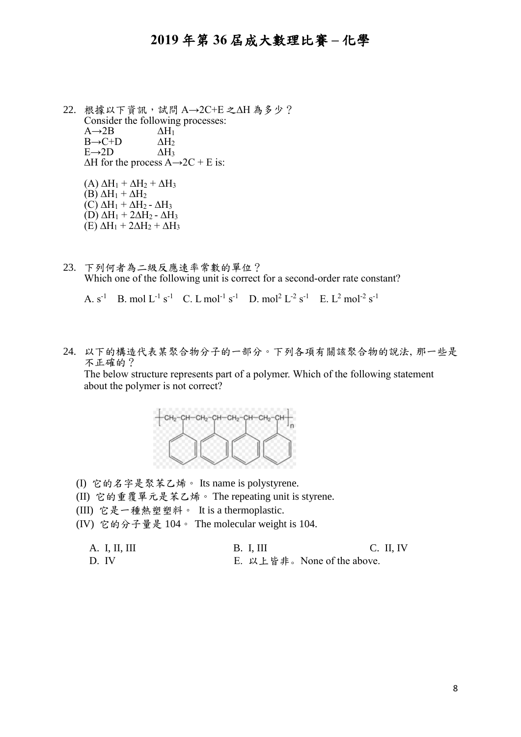# 2019 年第 36 屆成大數理比賽 – 化學

22. 根據以下資訊，試問 A→2C+E 之ΔH 為多少？
    Consider the following processes:
    A→2B　　　$\Delta H_1$
    B→C+D　　$\Delta H_2$
    E→2D　　　$\Delta H_3$
    ΔH for the process A→2C + E is:

    (A) $\Delta H_1 + \Delta H_2 + \Delta H_3$
    (B) $\Delta H_1 + \Delta H_2$
    (C) $\Delta H_1 + \Delta H_2 - \Delta H_3$
    (D) $\Delta H_1 + 2\Delta H_2 - \Delta H_3$
    (E) $\Delta H_1 + 2\Delta H_2 + \Delta H_3$

23. 下列何者為二級反應速率常數的單位？
    Which one of the following unit is correct for a second-order rate constant?

    A. $s^{-1}$　B. mol $L^{-1}$ $s^{-1}$　C. L $mol^{-1}$ $s^{-1}$　D. $mol^2$ $L^{-2}$ $s^{-1}$　E. $L^2$ $mol^{-2}$ $s^{-1}$

24. 以下的構造代表某聚合物分子的一部分。下列各項有關該聚合物的說法, 那一些是不正確的？
    The below structure represents part of a polymer. Which of the following statement about the polymer is not correct?

    $\left[ -CH_2-CH(C_6H_5)-CH_2-CH(C_6H_5)-CH_2-CH(C_6H_5)-CH_2-CH(C_6H_5)- \right]_n$

    (I) 它的名字是聚苯乙烯。 Its name is polystyrene.
    (II) 它的重覆單元是苯乙烯。 The repeating unit is styrene.
    (III) 它是一種熱塑塑料。 It is a thermoplastic.
    (IV) 它的分子量是 104。 The molecular weight is 104.

    A. I, II, III　　　B. I, III　　　C. II, IV
    D. IV　　　E. 以上皆非。None of the above.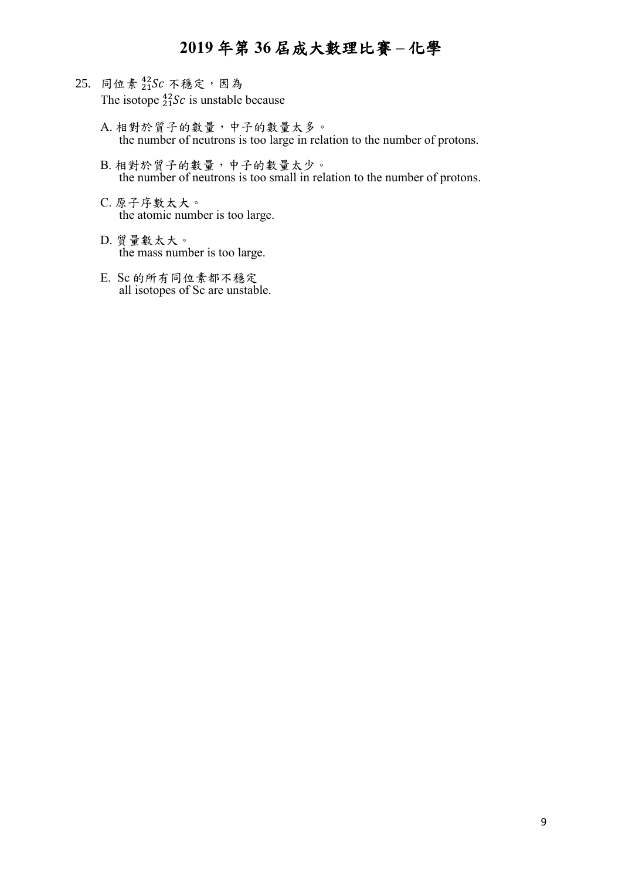# 2019 年第 36 屆成大數理比賽 – 化學

25. 同位素 $^{42}_{21}Sc$ 不穩定，因為
The isotope $^{42}_{21}Sc$ is unstable because

A. 相對於質子的數量，中子的數量太多。
the number of neutrons is too large in relation to the number of protons.

B. 相對於質子的數量，中子的數量太少。
the number of neutrons is too small in relation to the number of protons.

C. 原子序數太大。
the atomic number is too large.

D. 質量數太大。
the mass number is too large.

E. Sc 的所有同位素都不穩定
all isotopes of Sc are unstable.